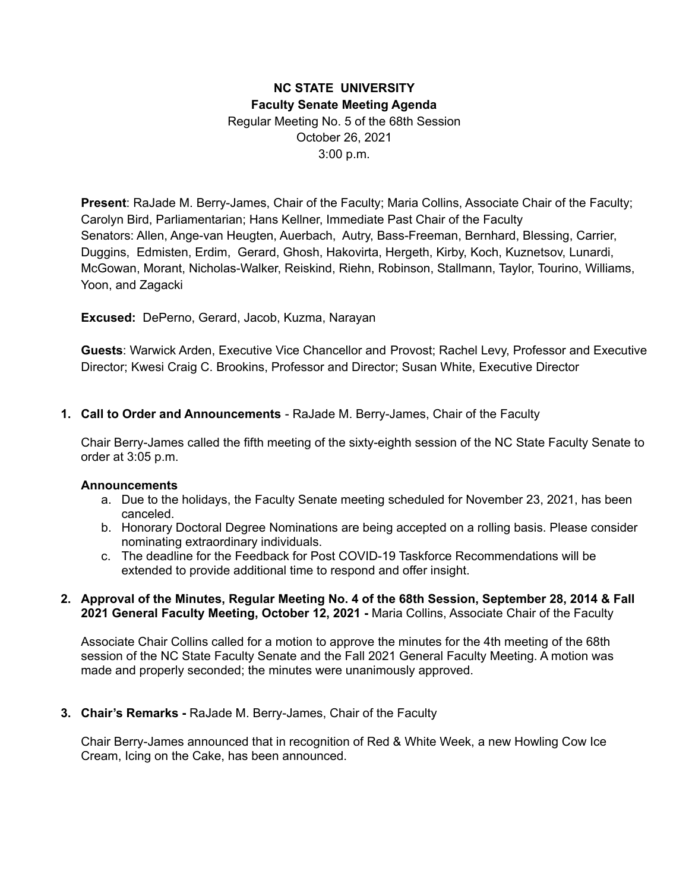**NC STATE UNIVERSITY**
**Faculty Senate Meeting Agenda**
Regular Meeting No. 5 of the 68th Session
October 26, 2021
3:00 p.m.

**Present**: RaJade M. Berry-James, Chair of the Faculty; Maria Collins, Associate Chair of the Faculty; Carolyn Bird, Parliamentarian; Hans Kellner, Immediate Past Chair of the Faculty
Senators: Allen, Ange-van Heugten, Auerbach, Autry, Bass-Freeman, Bernhard, Blessing, Carrier, Duggins, Edmisten, Erdim, Gerard, Ghosh, Hakovirta, Hergeth, Kirby, Koch, Kuznetsov, Lunardi, McGowan, Morant, Nicholas-Walker, Reiskind, Riehn, Robinson, Stallmann, Taylor, Tourino, Williams, Yoon, and Zagacki

**Excused:** DePerno, Gerard, Jacob, Kuzma, Narayan

**Guests**: Warwick Arden, Executive Vice Chancellor and Provost; Rachel Levy, Professor and Executive Director; Kwesi Craig C. Brookins, Professor and Director; Susan White, Executive Director

1. **Call to Order and Announcements** - RaJade M. Berry-James, Chair of the Faculty

   Chair Berry-James called the fifth meeting of the sixty-eighth session of the NC State Faculty Senate to order at 3:05 p.m.

   **Announcements**

   a. Due to the holidays, the Faculty Senate meeting scheduled for November 23, 2021, has been canceled.
   b. Honorary Doctoral Degree Nominations are being accepted on a rolling basis. Please consider nominating extraordinary individuals.
   c. The deadline for the Feedback for Post COVID-19 Taskforce Recommendations will be extended to provide additional time to respond and offer insight.

2. **Approval of the Minutes, Regular Meeting No. 4 of the 68th Session, September 28, 2014 & Fall 2021 General Faculty Meeting, October 12, 2021 -** Maria Collins, Associate Chair of the Faculty

   Associate Chair Collins called for a motion to approve the minutes for the 4th meeting of the 68th session of the NC State Faculty Senate and the Fall 2021 General Faculty Meeting. A motion was made and properly seconded; the minutes were unanimously approved.

3. **Chair's Remarks -** RaJade M. Berry-James, Chair of the Faculty

   Chair Berry-James announced that in recognition of Red & White Week, a new Howling Cow Ice Cream, Icing on the Cake, has been announced.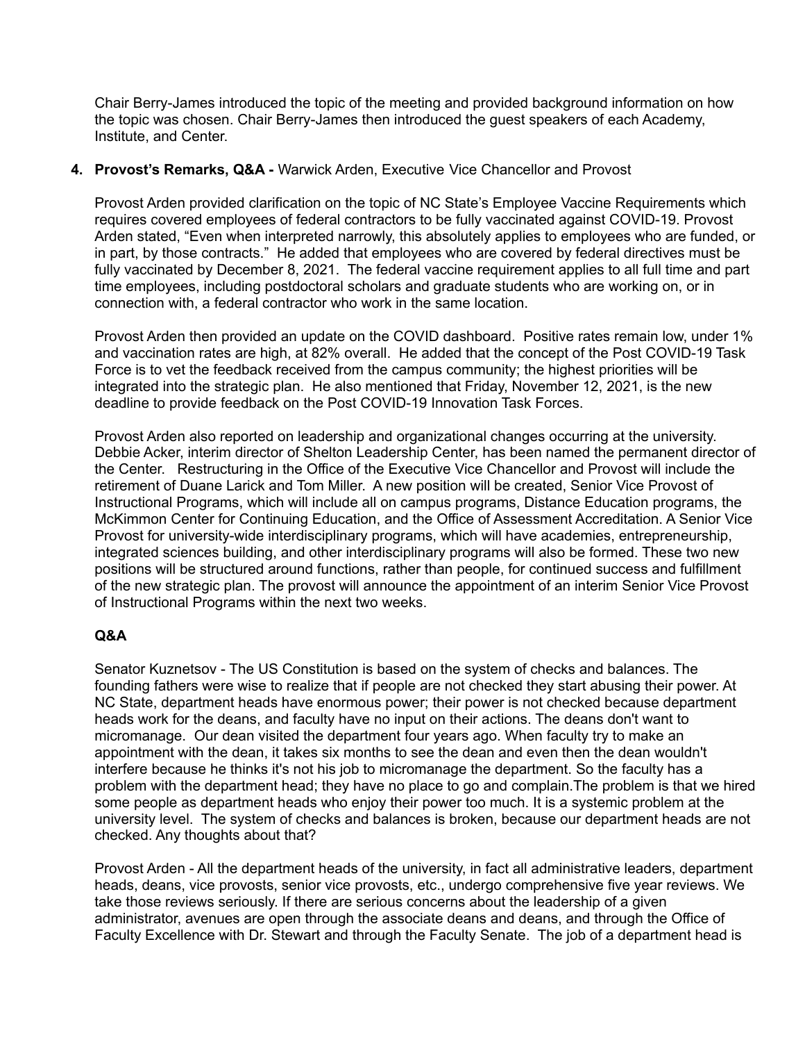Chair Berry-James introduced the topic of the meeting and provided background information on how the topic was chosen. Chair Berry-James then introduced the guest speakers of each Academy, Institute, and Center.

4. **Provost's Remarks, Q&A -** Warwick Arden, Executive Vice Chancellor and Provost

Provost Arden provided clarification on the topic of NC State's Employee Vaccine Requirements which requires covered employees of federal contractors to be fully vaccinated against COVID-19. Provost Arden stated, "Even when interpreted narrowly, this absolutely applies to employees who are funded, or in part, by those contracts." He added that employees who are covered by federal directives must be fully vaccinated by December 8, 2021. The federal vaccine requirement applies to all full time and part time employees, including postdoctoral scholars and graduate students who are working on, or in connection with, a federal contractor who work in the same location.

Provost Arden then provided an update on the COVID dashboard. Positive rates remain low, under 1% and vaccination rates are high, at 82% overall. He added that the concept of the Post COVID-19 Task Force is to vet the feedback received from the campus community; the highest priorities will be integrated into the strategic plan. He also mentioned that Friday, November 12, 2021, is the new deadline to provide feedback on the Post COVID-19 Innovation Task Forces.

Provost Arden also reported on leadership and organizational changes occurring at the university. Debbie Acker, interim director of Shelton Leadership Center, has been named the permanent director of the Center. Restructuring in the Office of the Executive Vice Chancellor and Provost will include the retirement of Duane Larick and Tom Miller. A new position will be created, Senior Vice Provost of Instructional Programs, which will include all on campus programs, Distance Education programs, the McKimmon Center for Continuing Education, and the Office of Assessment Accreditation. A Senior Vice Provost for university-wide interdisciplinary programs, which will have academies, entrepreneurship, integrated sciences building, and other interdisciplinary programs will also be formed. These two new positions will be structured around functions, rather than people, for continued success and fulfillment of the new strategic plan. The provost will announce the appointment of an interim Senior Vice Provost of Instructional Programs within the next two weeks.

**Q&A**

Senator Kuznetsov - The US Constitution is based on the system of checks and balances. The founding fathers were wise to realize that if people are not checked they start abusing their power. At NC State, department heads have enormous power; their power is not checked because department heads work for the deans, and faculty have no input on their actions. The deans don't want to micromanage. Our dean visited the department four years ago. When faculty try to make an appointment with the dean, it takes six months to see the dean and even then the dean wouldn't interfere because he thinks it's not his job to micromanage the department. So the faculty has a problem with the department head; they have no place to go and complain.The problem is that we hired some people as department heads who enjoy their power too much. It is a systemic problem at the university level. The system of checks and balances is broken, because our department heads are not checked. Any thoughts about that?

Provost Arden - All the department heads of the university, in fact all administrative leaders, department heads, deans, vice provosts, senior vice provosts, etc., undergo comprehensive five year reviews. We take those reviews seriously. If there are serious concerns about the leadership of a given administrator, avenues are open through the associate deans and deans, and through the Office of Faculty Excellence with Dr. Stewart and through the Faculty Senate. The job of a department head is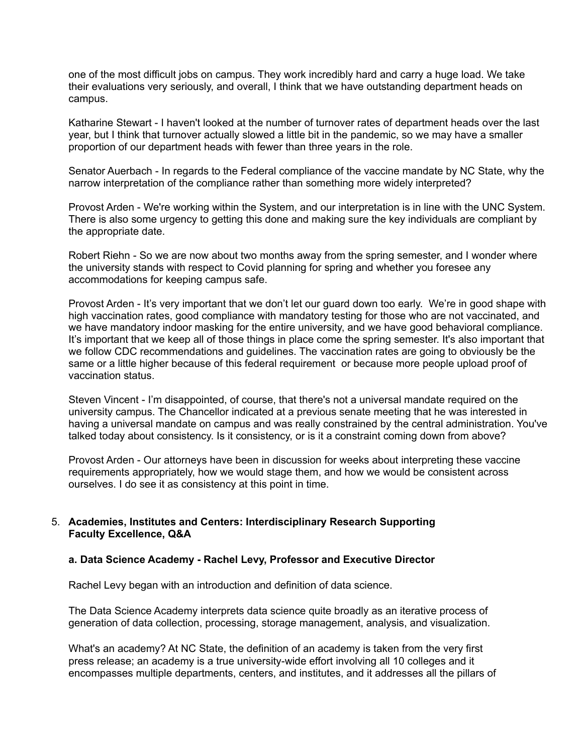one of the most difficult jobs on campus. They work incredibly hard and carry a huge load. We take their evaluations very seriously, and overall, I think that we have outstanding department heads on campus.

Katharine Stewart - I haven't looked at the number of turnover rates of department heads over the last year, but I think that turnover actually slowed a little bit in the pandemic, so we may have a smaller proportion of our department heads with fewer than three years in the role.

Senator Auerbach - In regards to the Federal compliance of the vaccine mandate by NC State, why the narrow interpretation of the compliance rather than something more widely interpreted?

Provost Arden - We're working within the System, and our interpretation is in line with the UNC System. There is also some urgency to getting this done and making sure the key individuals are compliant by the appropriate date.

Robert Riehn - So we are now about two months away from the spring semester, and I wonder where the university stands with respect to Covid planning for spring and whether you foresee any accommodations for keeping campus safe.

Provost Arden - It's very important that we don't let our guard down too early. We're in good shape with high vaccination rates, good compliance with mandatory testing for those who are not vaccinated, and we have mandatory indoor masking for the entire university, and we have good behavioral compliance. It's important that we keep all of those things in place come the spring semester. It's also important that we follow CDC recommendations and guidelines. The vaccination rates are going to obviously be the same or a little higher because of this federal requirement or because more people upload proof of vaccination status.

Steven Vincent - I'm disappointed, of course, that there's not a universal mandate required on the university campus. The Chancellor indicated at a previous senate meeting that he was interested in having a universal mandate on campus and was really constrained by the central administration. You've talked today about consistency. Is it consistency, or is it a constraint coming down from above?

Provost Arden - Our attorneys have been in discussion for weeks about interpreting these vaccine requirements appropriately, how we would stage them, and how we would be consistent across ourselves. I do see it as consistency at this point in time.

5. **Academies, Institutes and Centers: Interdisciplinary Research Supporting Faculty Excellence, Q&A**

**a. Data Science Academy - Rachel Levy, Professor and Executive Director**

Rachel Levy began with an introduction and definition of data science.

The Data Science Academy interprets data science quite broadly as an iterative process of generation of data collection, processing, storage management, analysis, and visualization.

What's an academy? At NC State, the definition of an academy is taken from the very first press release; an academy is a true university-wide effort involving all 10 colleges and it encompasses multiple departments, centers, and institutes, and it addresses all the pillars of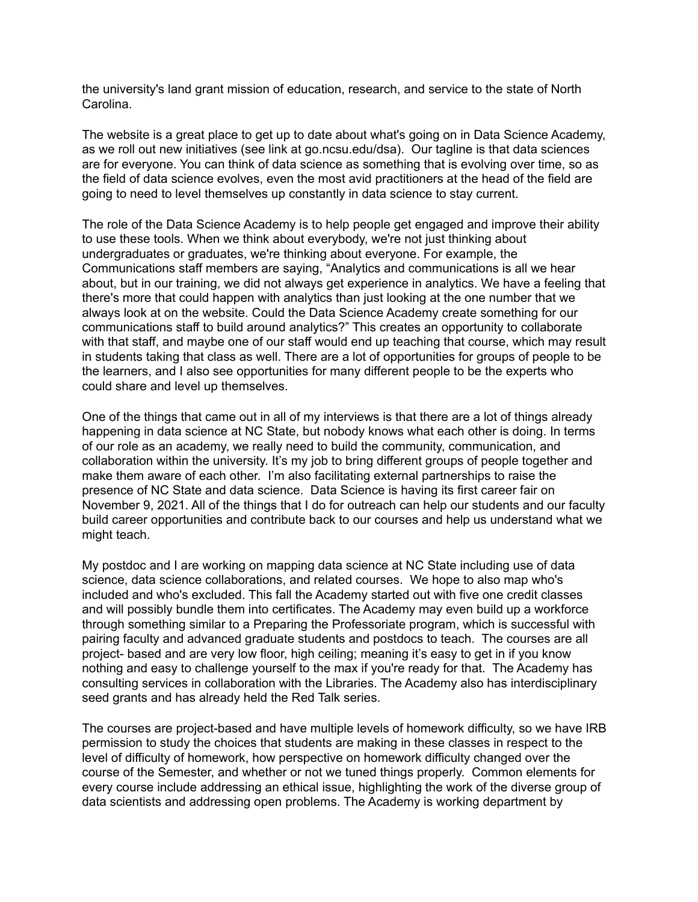the university's land grant mission of education, research, and service to the state of North Carolina.

The website is a great place to get up to date about what's going on in Data Science Academy, as we roll out new initiatives (see link at go.ncsu.edu/dsa). Our tagline is that data sciences are for everyone. You can think of data science as something that is evolving over time, so as the field of data science evolves, even the most avid practitioners at the head of the field are going to need to level themselves up constantly in data science to stay current.

The role of the Data Science Academy is to help people get engaged and improve their ability to use these tools. When we think about everybody, we're not just thinking about undergraduates or graduates, we're thinking about everyone. For example, the Communications staff members are saying, "Analytics and communications is all we hear about, but in our training, we did not always get experience in analytics. We have a feeling that there's more that could happen with analytics than just looking at the one number that we always look at on the website. Could the Data Science Academy create something for our communications staff to build around analytics?" This creates an opportunity to collaborate with that staff, and maybe one of our staff would end up teaching that course, which may result in students taking that class as well. There are a lot of opportunities for groups of people to be the learners, and I also see opportunities for many different people to be the experts who could share and level up themselves.

One of the things that came out in all of my interviews is that there are a lot of things already happening in data science at NC State, but nobody knows what each other is doing. In terms of our role as an academy, we really need to build the community, communication, and collaboration within the university. It's my job to bring different groups of people together and make them aware of each other. I'm also facilitating external partnerships to raise the presence of NC State and data science. Data Science is having its first career fair on November 9, 2021. All of the things that I do for outreach can help our students and our faculty build career opportunities and contribute back to our courses and help us understand what we might teach.

My postdoc and I are working on mapping data science at NC State including use of data science, data science collaborations, and related courses. We hope to also map who's included and who's excluded. This fall the Academy started out with five one credit classes and will possibly bundle them into certificates. The Academy may even build up a workforce through something similar to a Preparing the Professoriate program, which is successful with pairing faculty and advanced graduate students and postdocs to teach. The courses are all project- based and are very low floor, high ceiling; meaning it's easy to get in if you know nothing and easy to challenge yourself to the max if you're ready for that. The Academy has consulting services in collaboration with the Libraries. The Academy also has interdisciplinary seed grants and has already held the Red Talk series.

The courses are project-based and have multiple levels of homework difficulty, so we have IRB permission to study the choices that students are making in these classes in respect to the level of difficulty of homework, how perspective on homework difficulty changed over the course of the Semester, and whether or not we tuned things properly. Common elements for every course include addressing an ethical issue, highlighting the work of the diverse group of data scientists and addressing open problems. The Academy is working department by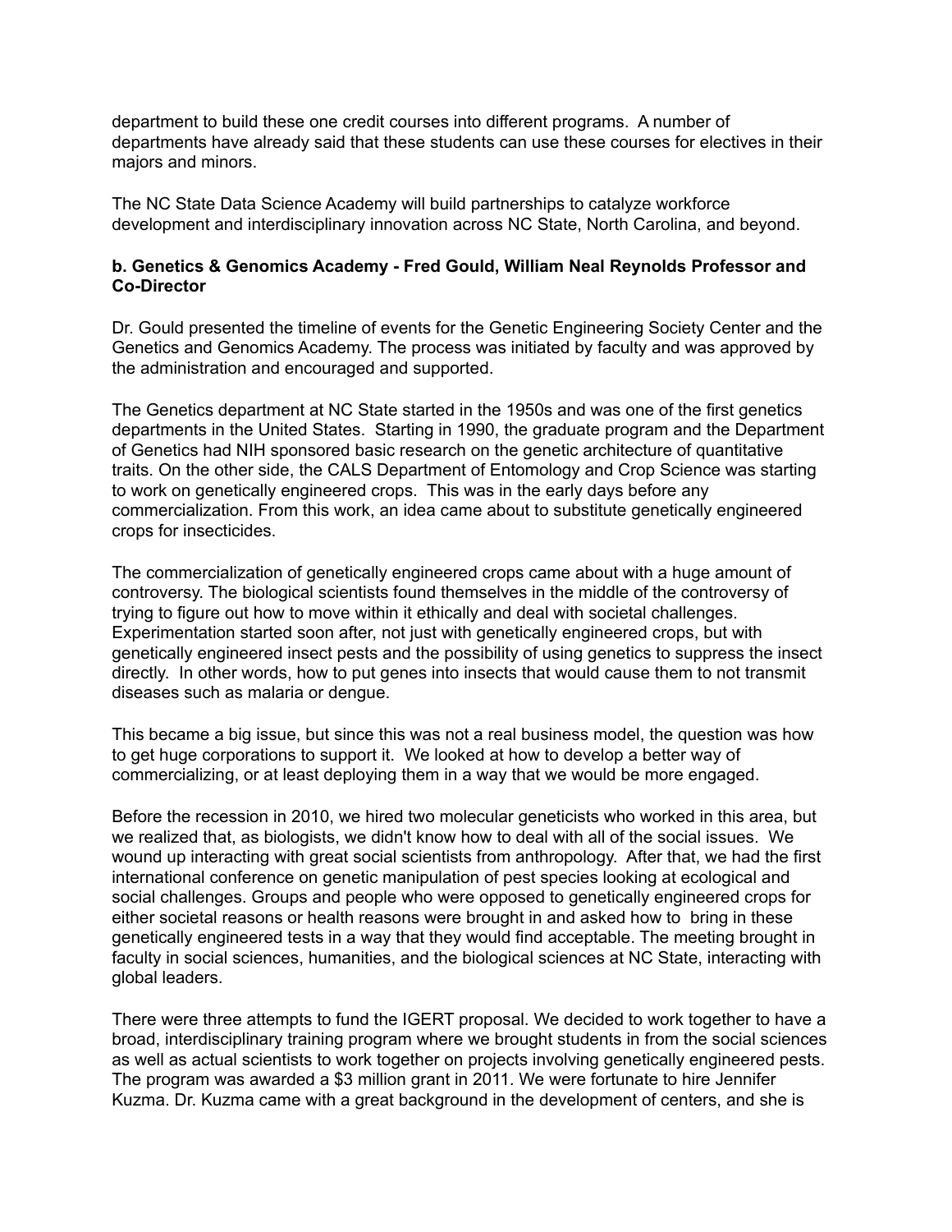department to build these one credit courses into different programs. A number of departments have already said that these students can use these courses for electives in their majors and minors.

The NC State Data Science Academy will build partnerships to catalyze workforce development and interdisciplinary innovation across NC State, North Carolina, and beyond.

**b. Genetics & Genomics Academy - Fred Gould, William Neal Reynolds Professor and Co-Director**

Dr. Gould presented the timeline of events for the Genetic Engineering Society Center and the Genetics and Genomics Academy. The process was initiated by faculty and was approved by the administration and encouraged and supported.

The Genetics department at NC State started in the 1950s and was one of the first genetics departments in the United States. Starting in 1990, the graduate program and the Department of Genetics had NIH sponsored basic research on the genetic architecture of quantitative traits. On the other side, the CALS Department of Entomology and Crop Science was starting to work on genetically engineered crops. This was in the early days before any commercialization. From this work, an idea came about to substitute genetically engineered crops for insecticides.

The commercialization of genetically engineered crops came about with a huge amount of controversy. The biological scientists found themselves in the middle of the controversy of trying to figure out how to move within it ethically and deal with societal challenges. Experimentation started soon after, not just with genetically engineered crops, but with genetically engineered insect pests and the possibility of using genetics to suppress the insect directly. In other words, how to put genes into insects that would cause them to not transmit diseases such as malaria or dengue.

This became a big issue, but since this was not a real business model, the question was how to get huge corporations to support it. We looked at how to develop a better way of commercializing, or at least deploying them in a way that we would be more engaged.

Before the recession in 2010, we hired two molecular geneticists who worked in this area, but we realized that, as biologists, we didn't know how to deal with all of the social issues. We wound up interacting with great social scientists from anthropology. After that, we had the first international conference on genetic manipulation of pest species looking at ecological and social challenges. Groups and people who were opposed to genetically engineered crops for either societal reasons or health reasons were brought in and asked how to bring in these genetically engineered tests in a way that they would find acceptable. The meeting brought in faculty in social sciences, humanities, and the biological sciences at NC State, interacting with global leaders.

There were three attempts to fund the IGERT proposal. We decided to work together to have a broad, interdisciplinary training program where we brought students in from the social sciences as well as actual scientists to work together on projects involving genetically engineered pests. The program was awarded a $3 million grant in 2011. We were fortunate to hire Jennifer Kuzma. Dr. Kuzma came with a great background in the development of centers, and she is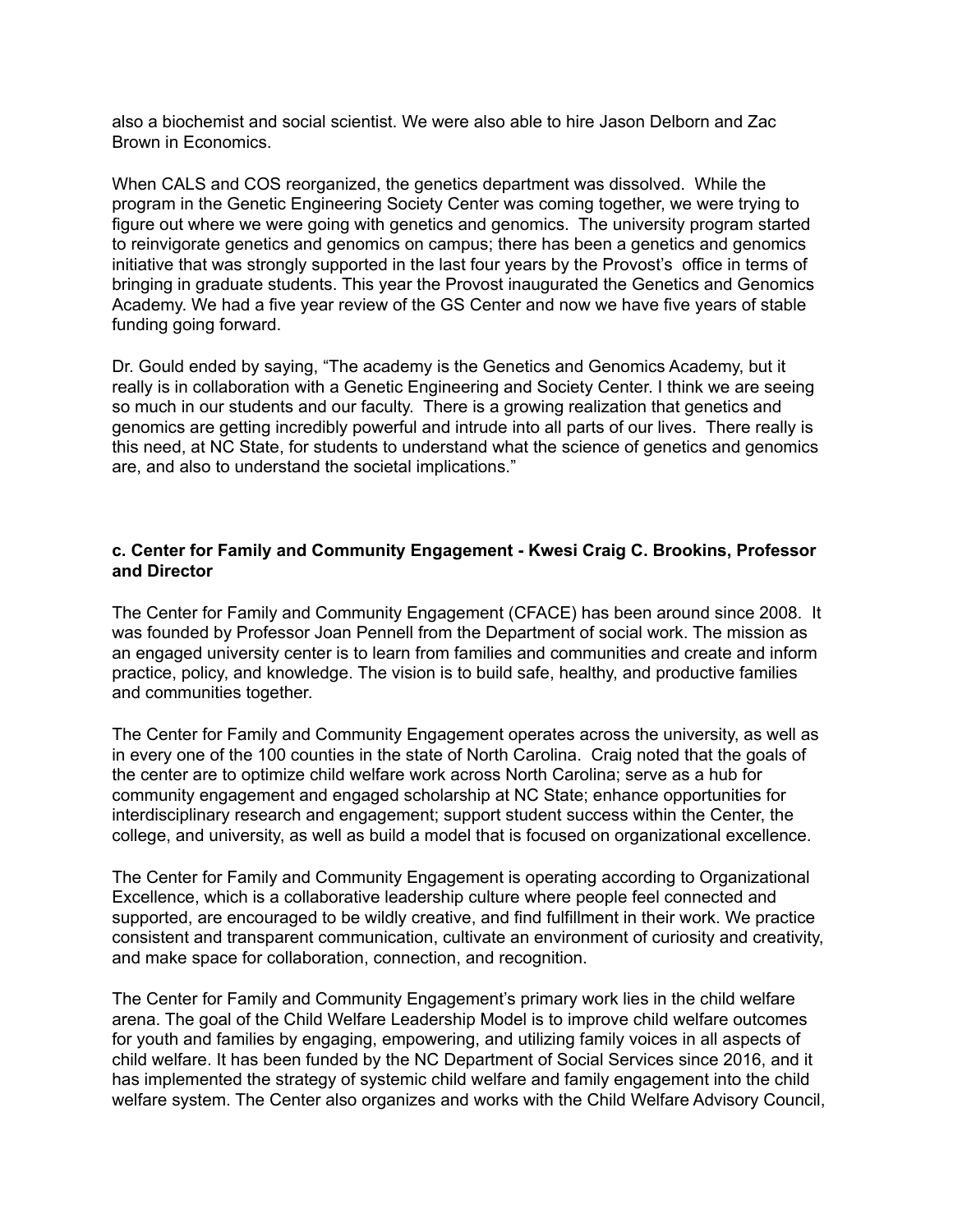also a biochemist and social scientist. We were also able to hire Jason Delborn and Zac Brown in Economics.

When CALS and COS reorganized, the genetics department was dissolved. While the program in the Genetic Engineering Society Center was coming together, we were trying to figure out where we were going with genetics and genomics. The university program started to reinvigorate genetics and genomics on campus; there has been a genetics and genomics initiative that was strongly supported in the last four years by the Provost's office in terms of bringing in graduate students. This year the Provost inaugurated the Genetics and Genomics Academy. We had a five year review of the GS Center and now we have five years of stable funding going forward.

Dr. Gould ended by saying, "The academy is the Genetics and Genomics Academy, but it really is in collaboration with a Genetic Engineering and Society Center. I think we are seeing so much in our students and our faculty. There is a growing realization that genetics and genomics are getting incredibly powerful and intrude into all parts of our lives. There really is this need, at NC State, for students to understand what the science of genetics and genomics are, and also to understand the societal implications."

**c. Center for Family and Community Engagement - Kwesi Craig C. Brookins, Professor and Director**

The Center for Family and Community Engagement (CFACE) has been around since 2008. It was founded by Professor Joan Pennell from the Department of social work. The mission as an engaged university center is to learn from families and communities and create and inform practice, policy, and knowledge. The vision is to build safe, healthy, and productive families and communities together.

The Center for Family and Community Engagement operates across the university, as well as in every one of the 100 counties in the state of North Carolina. Craig noted that the goals of the center are to optimize child welfare work across North Carolina; serve as a hub for community engagement and engaged scholarship at NC State; enhance opportunities for interdisciplinary research and engagement; support student success within the Center, the college, and university, as well as build a model that is focused on organizational excellence.

The Center for Family and Community Engagement is operating according to Organizational Excellence, which is a collaborative leadership culture where people feel connected and supported, are encouraged to be wildly creative, and find fulfillment in their work. We practice consistent and transparent communication, cultivate an environment of curiosity and creativity, and make space for collaboration, connection, and recognition.

The Center for Family and Community Engagement's primary work lies in the child welfare arena. The goal of the Child Welfare Leadership Model is to improve child welfare outcomes for youth and families by engaging, empowering, and utilizing family voices in all aspects of child welfare. It has been funded by the NC Department of Social Services since 2016, and it has implemented the strategy of systemic child welfare and family engagement into the child welfare system. The Center also organizes and works with the Child Welfare Advisory Council,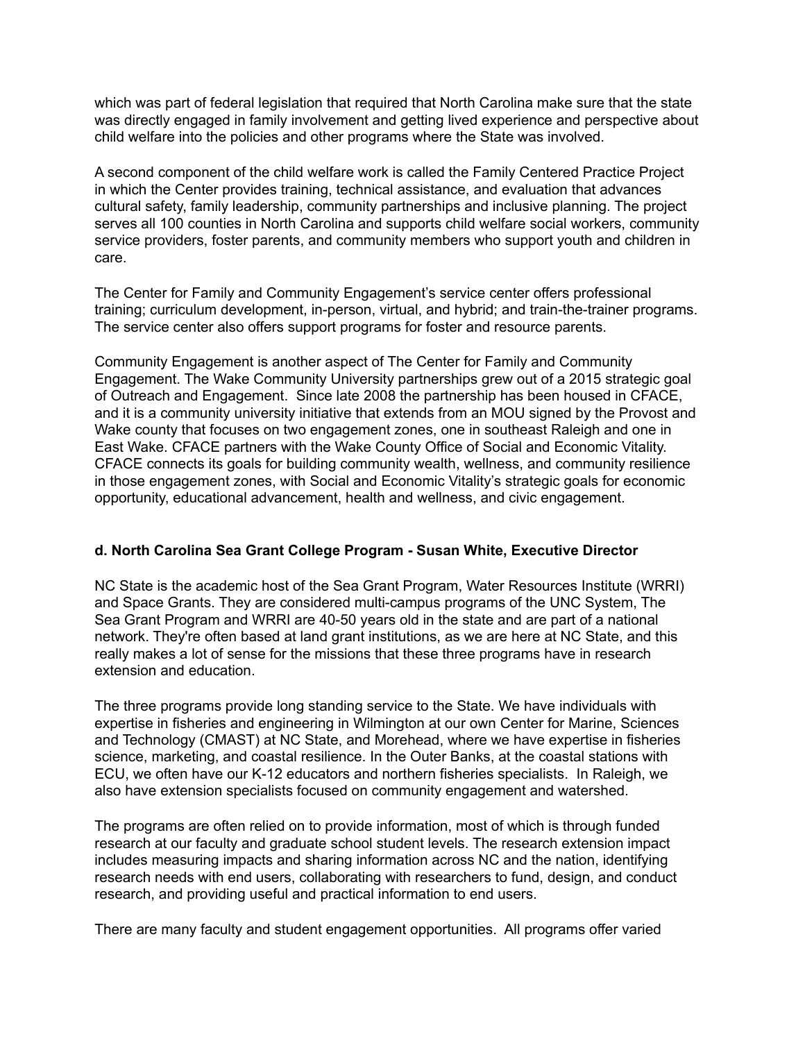which was part of federal legislation that required that North Carolina make sure that the state was directly engaged in family involvement and getting lived experience and perspective about child welfare into the policies and other programs where the State was involved.

A second component of the child welfare work is called the Family Centered Practice Project in which the Center provides training, technical assistance, and evaluation that advances cultural safety, family leadership, community partnerships and inclusive planning. The project serves all 100 counties in North Carolina and supports child welfare social workers, community service providers, foster parents, and community members who support youth and children in care.

The Center for Family and Community Engagement's service center offers professional training; curriculum development, in-person, virtual, and hybrid; and train-the-trainer programs. The service center also offers support programs for foster and resource parents.

Community Engagement is another aspect of The Center for Family and Community Engagement. The Wake Community University partnerships grew out of a 2015 strategic goal of Outreach and Engagement. Since late 2008 the partnership has been housed in CFACE, and it is a community university initiative that extends from an MOU signed by the Provost and Wake county that focuses on two engagement zones, one in southeast Raleigh and one in East Wake. CFACE partners with the Wake County Office of Social and Economic Vitality. CFACE connects its goals for building community wealth, wellness, and community resilience in those engagement zones, with Social and Economic Vitality's strategic goals for economic opportunity, educational advancement, health and wellness, and civic engagement.

**d. North Carolina Sea Grant College Program - Susan White, Executive Director**

NC State is the academic host of the Sea Grant Program, Water Resources Institute (WRRI) and Space Grants. They are considered multi-campus programs of the UNC System, The Sea Grant Program and WRRI are 40-50 years old in the state and are part of a national network. They're often based at land grant institutions, as we are here at NC State, and this really makes a lot of sense for the missions that these three programs have in research extension and education.

The three programs provide long standing service to the State. We have individuals with expertise in fisheries and engineering in Wilmington at our own Center for Marine, Sciences and Technology (CMAST) at NC State, and Morehead, where we have expertise in fisheries science, marketing, and coastal resilience. In the Outer Banks, at the coastal stations with ECU, we often have our K-12 educators and northern fisheries specialists. In Raleigh, we also have extension specialists focused on community engagement and watershed.

The programs are often relied on to provide information, most of which is through funded research at our faculty and graduate school student levels. The research extension impact includes measuring impacts and sharing information across NC and the nation, identifying research needs with end users, collaborating with researchers to fund, design, and conduct research, and providing useful and practical information to end users.

There are many faculty and student engagement opportunities. All programs offer varied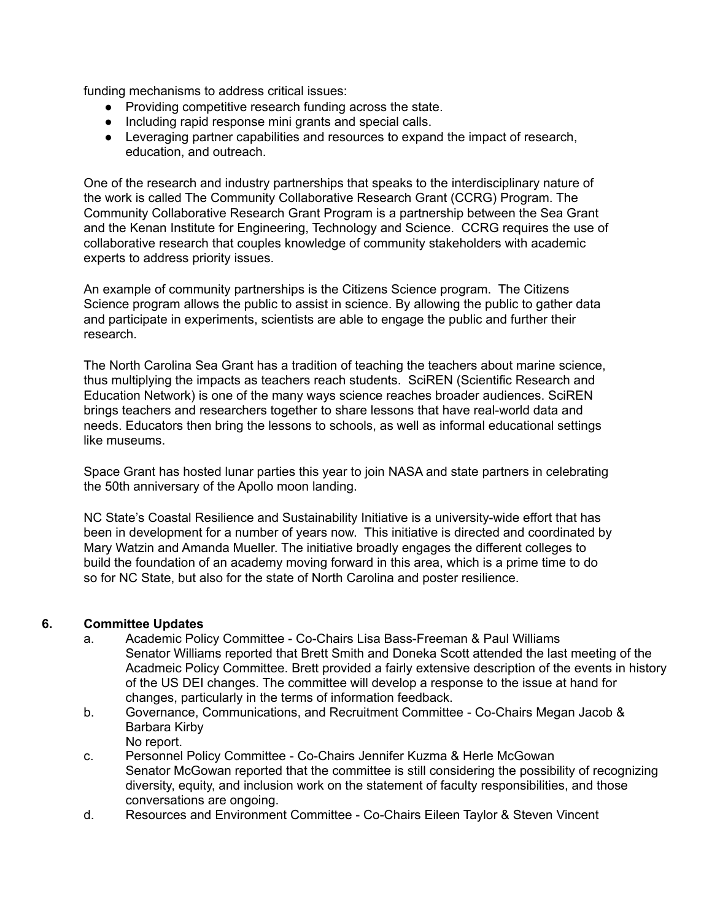funding mechanisms to address critical issues:

- Providing competitive research funding across the state.
- Including rapid response mini grants and special calls.
- Leveraging partner capabilities and resources to expand the impact of research, education, and outreach.

One of the research and industry partnerships that speaks to the interdisciplinary nature of the work is called The Community Collaborative Research Grant (CCRG) Program. The Community Collaborative Research Grant Program is a partnership between the Sea Grant and the Kenan Institute for Engineering, Technology and Science. CCRG requires the use of collaborative research that couples knowledge of community stakeholders with academic experts to address priority issues.

An example of community partnerships is the Citizens Science program. The Citizens Science program allows the public to assist in science. By allowing the public to gather data and participate in experiments, scientists are able to engage the public and further their research.

The North Carolina Sea Grant has a tradition of teaching the teachers about marine science, thus multiplying the impacts as teachers reach students. SciREN (Scientific Research and Education Network) is one of the many ways science reaches broader audiences. SciREN brings teachers and researchers together to share lessons that have real-world data and needs. Educators then bring the lessons to schools, as well as informal educational settings like museums.

Space Grant has hosted lunar parties this year to join NASA and state partners in celebrating the 50th anniversary of the Apollo moon landing.

NC State's Coastal Resilience and Sustainability Initiative is a university-wide effort that has been in development for a number of years now. This initiative is directed and coordinated by Mary Watzin and Amanda Mueller. The initiative broadly engages the different colleges to build the foundation of an academy moving forward in this area, which is a prime time to do so for NC State, but also for the state of North Carolina and poster resilience.

**6. Committee Updates**

a. Academic Policy Committee - Co-Chairs Lisa Bass-Freeman & Paul Williams
Senator Williams reported that Brett Smith and Doneka Scott attended the last meeting of the Acadmeic Policy Committee. Brett provided a fairly extensive description of the events in history of the US DEI changes. The committee will develop a response to the issue at hand for changes, particularly in the terms of information feedback.

b. Governance, Communications, and Recruitment Committee - Co-Chairs Megan Jacob & Barbara Kirby
No report.

c. Personnel Policy Committee - Co-Chairs Jennifer Kuzma & Herle McGowan
Senator McGowan reported that the committee is still considering the possibility of recognizing diversity, equity, and inclusion work on the statement of faculty responsibilities, and those conversations are ongoing.

d. Resources and Environment Committee - Co-Chairs Eileen Taylor & Steven Vincent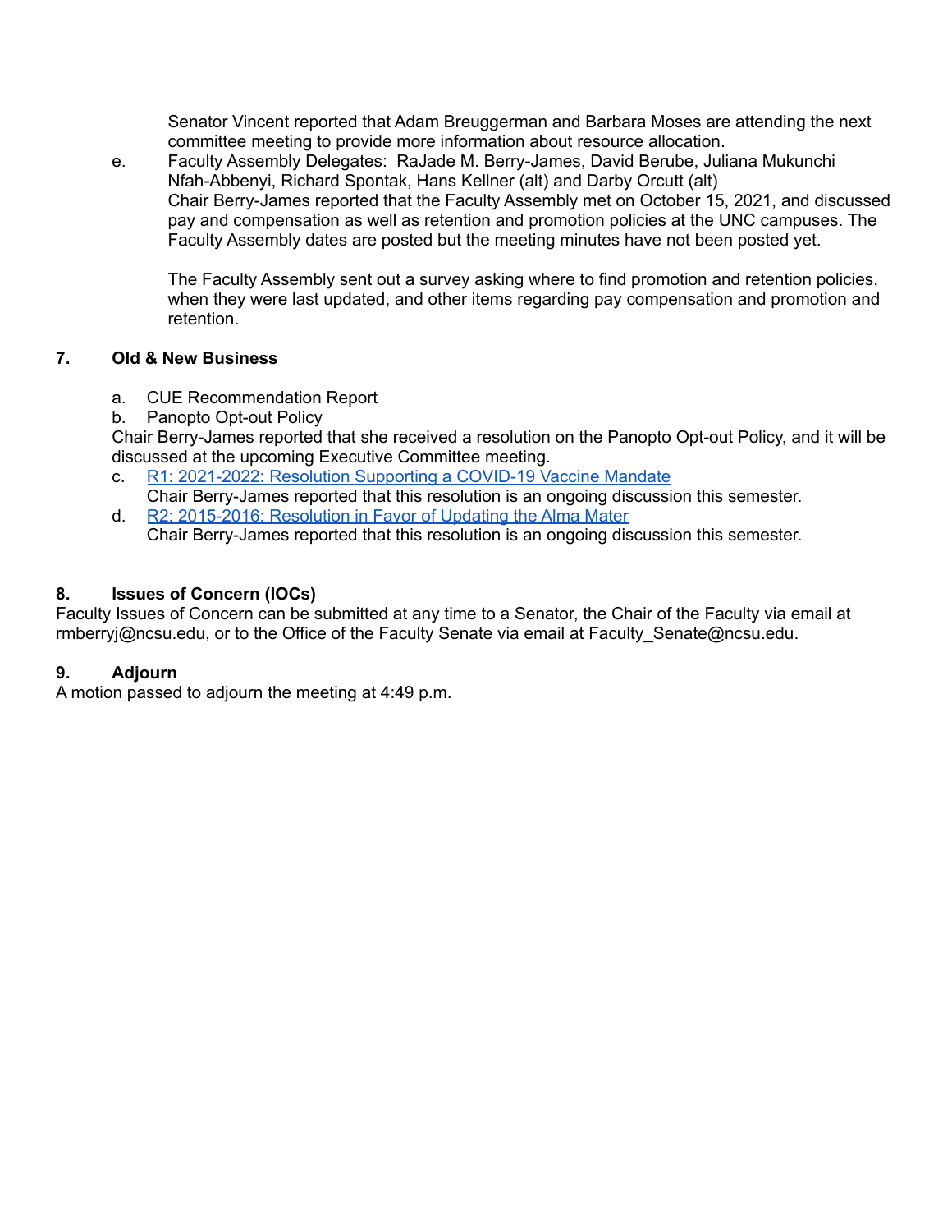Senator Vincent reported that Adam Breuggerman and Barbara Moses are attending the next committee meeting to provide more information about resource allocation.

e. Faculty Assembly Delegates: RaJade M. Berry-James, David Berube, Juliana Mukunchi Nfah-Abbenyi, Richard Spontak, Hans Kellner (alt) and Darby Orcutt (alt)
Chair Berry-James reported that the Faculty Assembly met on October 15, 2021, and discussed pay and compensation as well as retention and promotion policies at the UNC campuses. The Faculty Assembly dates are posted but the meeting minutes have not been posted yet.

The Faculty Assembly sent out a survey asking where to find promotion and retention policies, when they were last updated, and other items regarding pay compensation and promotion and retention.

### 7. Old & New Business

a. CUE Recommendation Report
b. Panopto Opt-out Policy
Chair Berry-James reported that she received a resolution on the Panopto Opt-out Policy, and it will be discussed at the upcoming Executive Committee meeting.
c. R1: 2021-2022: Resolution Supporting a COVID-19 Vaccine Mandate
Chair Berry-James reported that this resolution is an ongoing discussion this semester.
d. R2: 2015-2016: Resolution in Favor of Updating the Alma Mater
Chair Berry-James reported that this resolution is an ongoing discussion this semester.

### 8. Issues of Concern (IOCs)

Faculty Issues of Concern can be submitted at any time to a Senator, the Chair of the Faculty via email at rmberryj@ncsu.edu, or to the Office of the Faculty Senate via email at Faculty_Senate@ncsu.edu.

### 9. Adjourn

A motion passed to adjourn the meeting at 4:49 p.m.